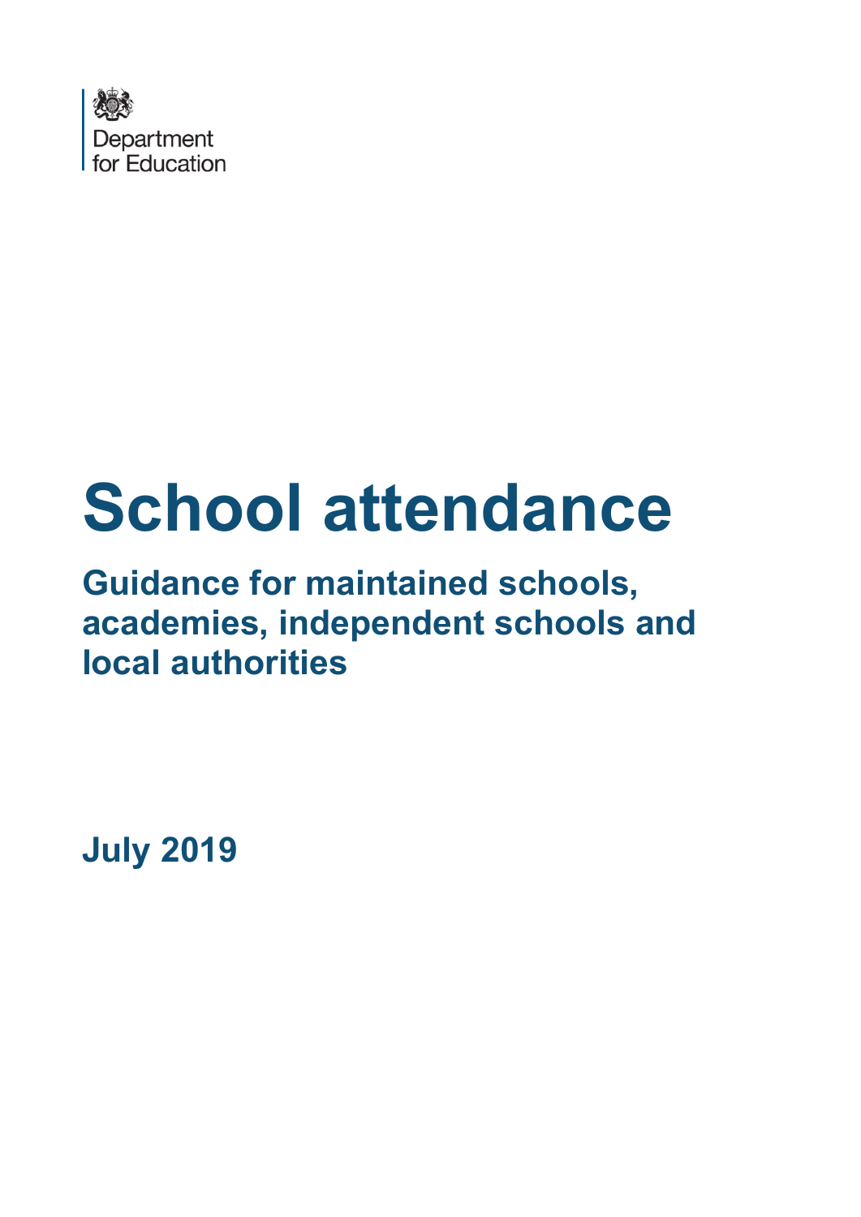Department for Education

# School attendance

## Guidance for maintained schools, academies, independent schools and local authorities

**July 2019**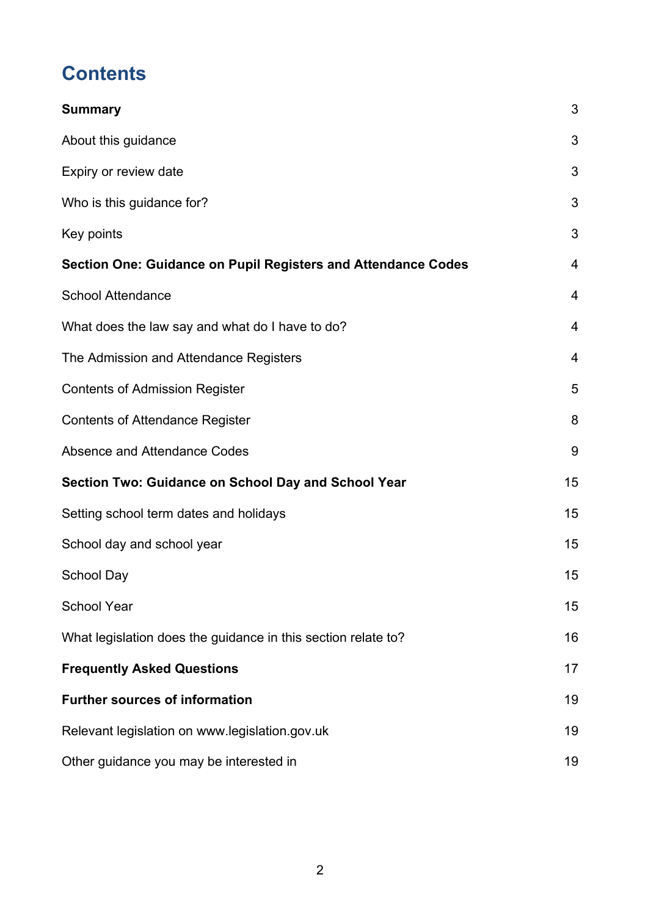# Contents

| | |
|---|---|
| **Summary** | 3 |
| About this guidance | 3 |
| Expiry or review date | 3 |
| Who is this guidance for? | 3 |
| Key points | 3 |
| **Section One: Guidance on Pupil Registers and Attendance Codes** | 4 |
| School Attendance | 4 |
| What does the law say and what do I have to do? | 4 |
| The Admission and Attendance Registers | 4 |
| Contents of Admission Register | 5 |
| Contents of Attendance Register | 8 |
| Absence and Attendance Codes | 9 |
| **Section Two: Guidance on School Day and School Year** | 15 |
| Setting school term dates and holidays | 15 |
| School day and school year | 15 |
| School Day | 15 |
| School Year | 15 |
| What legislation does the guidance in this section relate to? | 16 |
| **Frequently Asked Questions** | 17 |
| **Further sources of information** | 19 |
| Relevant legislation on www.legislation.gov.uk | 19 |
| Other guidance you may be interested in | 19 |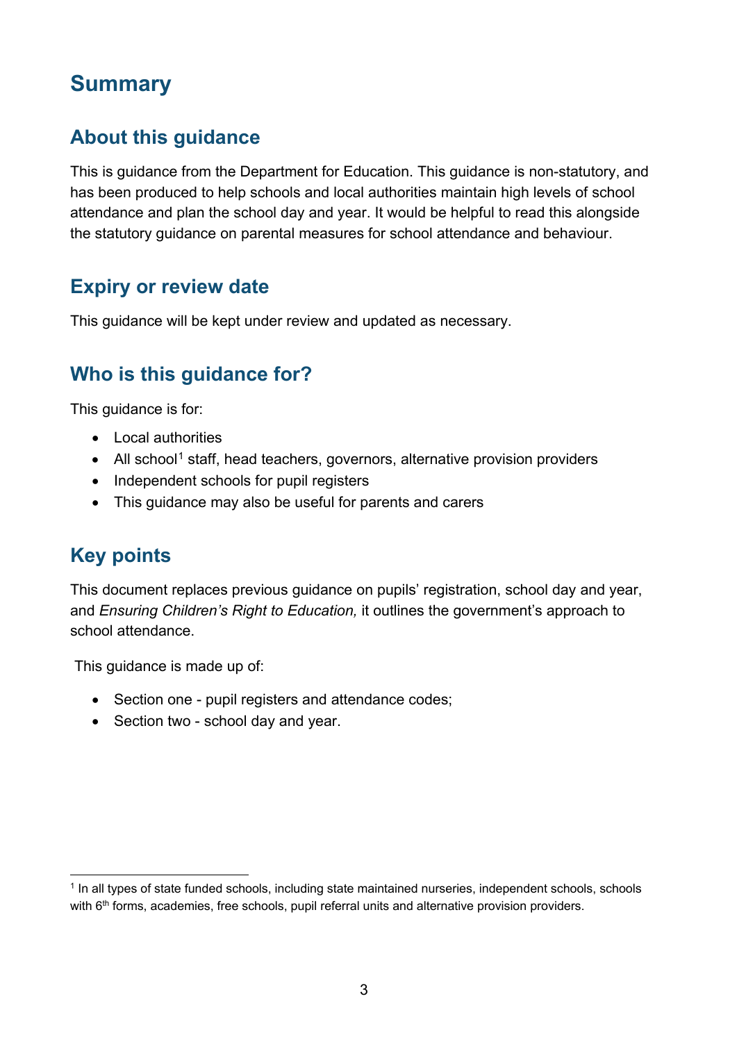# Summary

## About this guidance

This is guidance from the Department for Education. This guidance is non-statutory, and has been produced to help schools and local authorities maintain high levels of school attendance and plan the school day and year. It would be helpful to read this alongside the statutory guidance on parental measures for school attendance and behaviour.

## Expiry or review date

This guidance will be kept under review and updated as necessary.

## Who is this guidance for?

This guidance is for:

- Local authorities
- All school[1] staff, head teachers, governors, alternative provision providers
- Independent schools for pupil registers
- This guidance may also be useful for parents and carers

## Key points

This document replaces previous guidance on pupils' registration, school day and year, and *Ensuring Children's Right to Education,* it outlines the government's approach to school attendance.

This guidance is made up of:

- Section one - pupil registers and attendance codes;
- Section two - school day and year.

---

[1] In all types of state funded schools, including state maintained nurseries, independent schools, schools with 6th forms, academies, free schools, pupil referral units and alternative provision providers.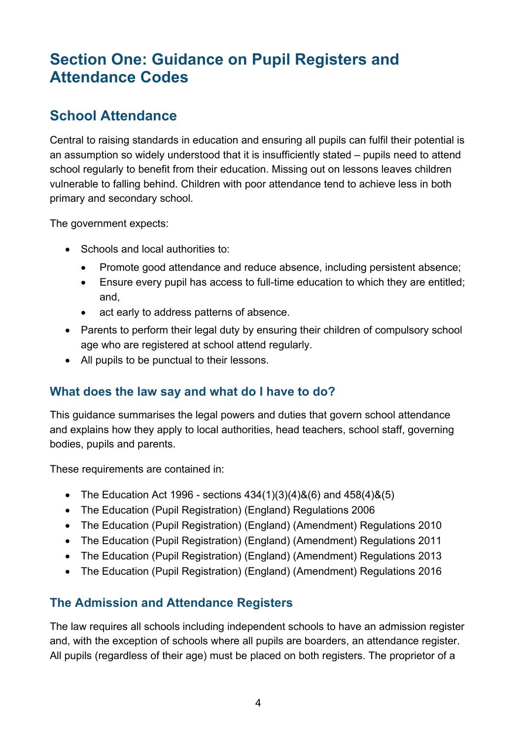# Section One: Guidance on Pupil Registers and Attendance Codes

## School Attendance

Central to raising standards in education and ensuring all pupils can fulfil their potential is an assumption so widely understood that it is insufficiently stated – pupils need to attend school regularly to benefit from their education. Missing out on lessons leaves children vulnerable to falling behind. Children with poor attendance tend to achieve less in both primary and secondary school.

The government expects:

- Schools and local authorities to:
  - Promote good attendance and reduce absence, including persistent absence;
  - Ensure every pupil has access to full-time education to which they are entitled; and,
  - act early to address patterns of absence.
- Parents to perform their legal duty by ensuring their children of compulsory school age who are registered at school attend regularly.
- All pupils to be punctual to their lessons.

### What does the law say and what do I have to do?

This guidance summarises the legal powers and duties that govern school attendance and explains how they apply to local authorities, head teachers, school staff, governing bodies, pupils and parents.

These requirements are contained in:

- The Education Act 1996 - sections 434(1)(3)(4)&(6) and 458(4)&(5)
- The Education (Pupil Registration) (England) Regulations 2006
- The Education (Pupil Registration) (England) (Amendment) Regulations 2010
- The Education (Pupil Registration) (England) (Amendment) Regulations 2011
- The Education (Pupil Registration) (England) (Amendment) Regulations 2013
- The Education (Pupil Registration) (England) (Amendment) Regulations 2016

### The Admission and Attendance Registers

The law requires all schools including independent schools to have an admission register and, with the exception of schools where all pupils are boarders, an attendance register. All pupils (regardless of their age) must be placed on both registers. The proprietor of a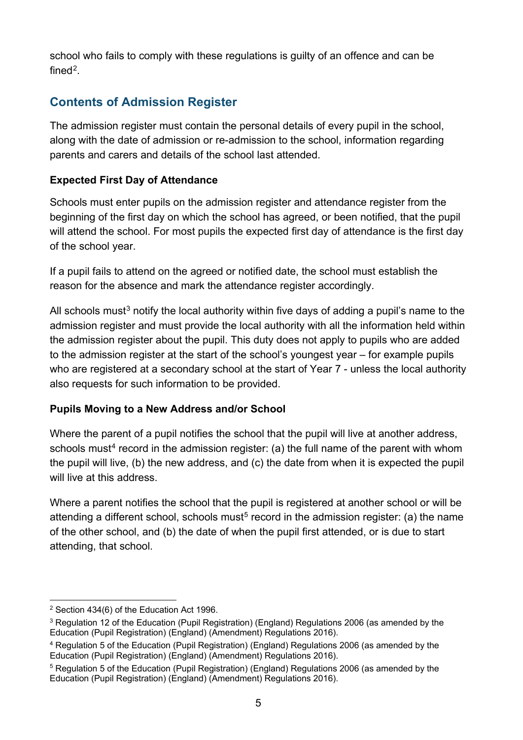school who fails to comply with these regulations is guilty of an offence and can be fined[2].

## Contents of Admission Register

The admission register must contain the personal details of every pupil in the school, along with the date of admission or re-admission to the school, information regarding parents and carers and details of the school last attended.

### Expected First Day of Attendance

Schools must enter pupils on the admission register and attendance register from the beginning of the first day on which the school has agreed, or been notified, that the pupil will attend the school. For most pupils the expected first day of attendance is the first day of the school year.

If a pupil fails to attend on the agreed or notified date, the school must establish the reason for the absence and mark the attendance register accordingly.

All schools must[3] notify the local authority within five days of adding a pupil's name to the admission register and must provide the local authority with all the information held within the admission register about the pupil. This duty does not apply to pupils who are added to the admission register at the start of the school's youngest year – for example pupils who are registered at a secondary school at the start of Year 7 - unless the local authority also requests for such information to be provided.

### Pupils Moving to a New Address and/or School

Where the parent of a pupil notifies the school that the pupil will live at another address, schools must[4] record in the admission register: (a) the full name of the parent with whom the pupil will live, (b) the new address, and (c) the date from when it is expected the pupil will live at this address.

Where a parent notifies the school that the pupil is registered at another school or will be attending a different school, schools must[5] record in the admission register: (a) the name of the other school, and (b) the date of when the pupil first attended, or is due to start attending, that school.

---

[2] Section 434(6) of the Education Act 1996.

[3] Regulation 12 of the Education (Pupil Registration) (England) Regulations 2006 (as amended by the Education (Pupil Registration) (England) (Amendment) Regulations 2016).

[4] Regulation 5 of the Education (Pupil Registration) (England) Regulations 2006 (as amended by the Education (Pupil Registration) (England) (Amendment) Regulations 2016).

[5] Regulation 5 of the Education (Pupil Registration) (England) Regulations 2006 (as amended by the Education (Pupil Registration) (England) (Amendment) Regulations 2016).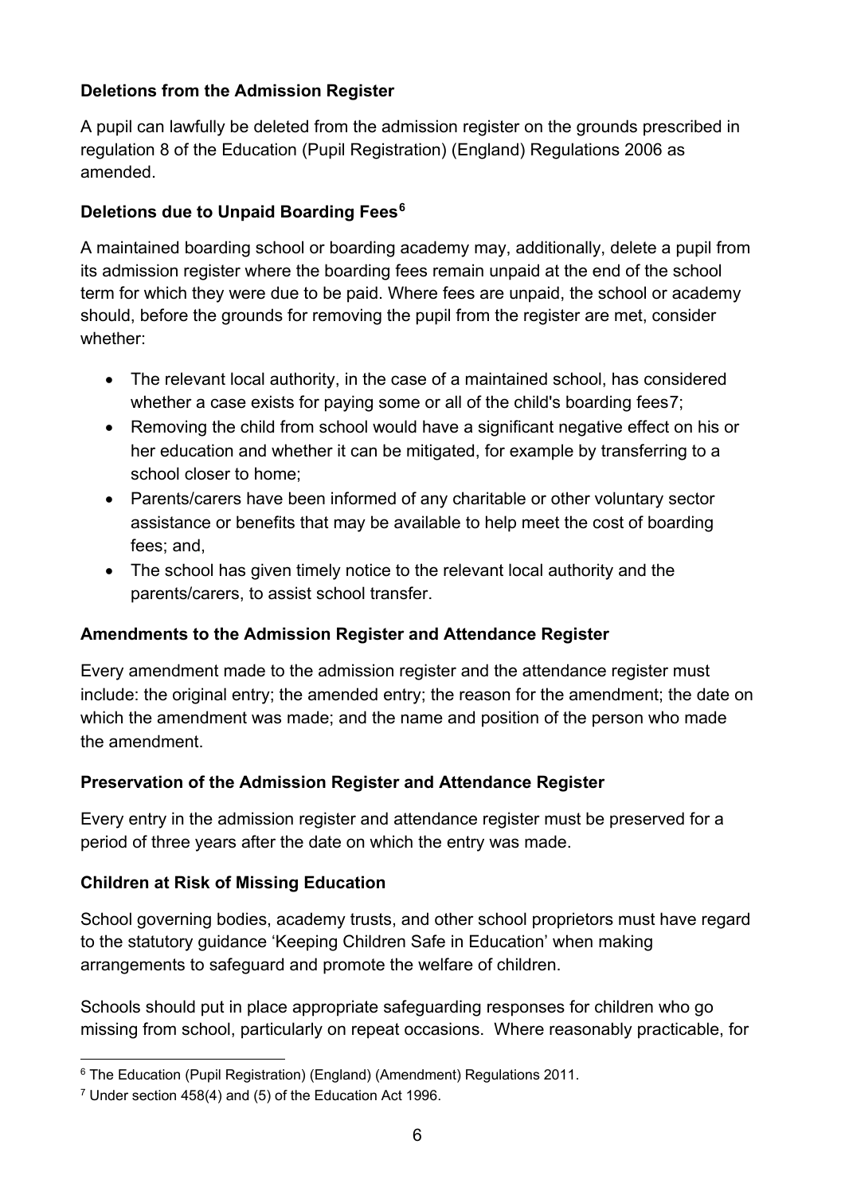**Deletions from the Admission Register**

A pupil can lawfully be deleted from the admission register on the grounds prescribed in regulation 8 of the Education (Pupil Registration) (England) Regulations 2006 as amended.

**Deletions due to Unpaid Boarding Fees**[6]

A maintained boarding school or boarding academy may, additionally, delete a pupil from its admission register where the boarding fees remain unpaid at the end of the school term for which they were due to be paid. Where fees are unpaid, the school or academy should, before the grounds for removing the pupil from the register are met, consider whether:

- The relevant local authority, in the case of a maintained school, has considered whether a case exists for paying some or all of the child's boarding fees[7];
- Removing the child from school would have a significant negative effect on his or her education and whether it can be mitigated, for example by transferring to a school closer to home;
- Parents/carers have been informed of any charitable or other voluntary sector assistance or benefits that may be available to help meet the cost of boarding fees; and,
- The school has given timely notice to the relevant local authority and the parents/carers, to assist school transfer.

**Amendments to the Admission Register and Attendance Register**

Every amendment made to the admission register and the attendance register must include: the original entry; the amended entry; the reason for the amendment; the date on which the amendment was made; and the name and position of the person who made the amendment.

**Preservation of the Admission Register and Attendance Register**

Every entry in the admission register and attendance register must be preserved for a period of three years after the date on which the entry was made.

**Children at Risk of Missing Education**

School governing bodies, academy trusts, and other school proprietors must have regard to the statutory guidance 'Keeping Children Safe in Education' when making arrangements to safeguard and promote the welfare of children.

Schools should put in place appropriate safeguarding responses for children who go missing from school, particularly on repeat occasions. Where reasonably practicable, for

[6] The Education (Pupil Registration) (England) (Amendment) Regulations 2011.

[7] Under section 458(4) and (5) of the Education Act 1996.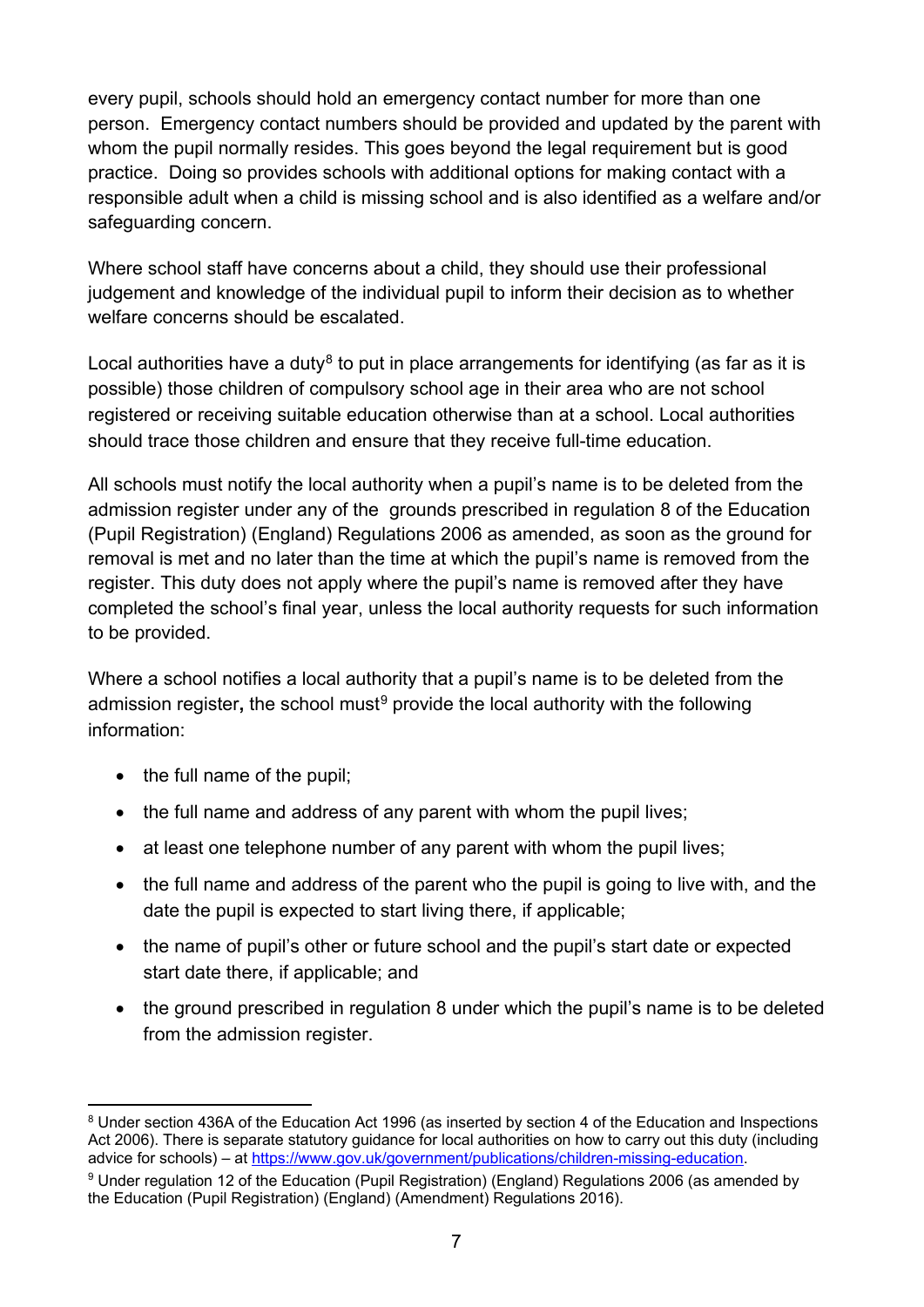every pupil, schools should hold an emergency contact number for more than one person. Emergency contact numbers should be provided and updated by the parent with whom the pupil normally resides. This goes beyond the legal requirement but is good practice. Doing so provides schools with additional options for making contact with a responsible adult when a child is missing school and is also identified as a welfare and/or safeguarding concern.

Where school staff have concerns about a child, they should use their professional judgement and knowledge of the individual pupil to inform their decision as to whether welfare concerns should be escalated.

Local authorities have a duty[8] to put in place arrangements for identifying (as far as it is possible) those children of compulsory school age in their area who are not school registered or receiving suitable education otherwise than at a school. Local authorities should trace those children and ensure that they receive full-time education.

All schools must notify the local authority when a pupil's name is to be deleted from the admission register under any of the grounds prescribed in regulation 8 of the Education (Pupil Registration) (England) Regulations 2006 as amended, as soon as the ground for removal is met and no later than the time at which the pupil's name is removed from the register. This duty does not apply where the pupil's name is removed after they have completed the school's final year, unless the local authority requests for such information to be provided.

Where a school notifies a local authority that a pupil's name is to be deleted from the admission register**,** the school must[9] provide the local authority with the following information:

- the full name of the pupil;
- the full name and address of any parent with whom the pupil lives;
- at least one telephone number of any parent with whom the pupil lives;
- the full name and address of the parent who the pupil is going to live with, and the date the pupil is expected to start living there, if applicable;
- the name of pupil's other or future school and the pupil's start date or expected start date there, if applicable; and
- the ground prescribed in regulation 8 under which the pupil's name is to be deleted from the admission register.

---

[8] Under section 436A of the Education Act 1996 (as inserted by section 4 of the Education and Inspections Act 2006). There is separate statutory guidance for local authorities on how to carry out this duty (including advice for schools) – at https://www.gov.uk/government/publications/children-missing-education.

[9] Under regulation 12 of the Education (Pupil Registration) (England) Regulations 2006 (as amended by the Education (Pupil Registration) (England) (Amendment) Regulations 2016).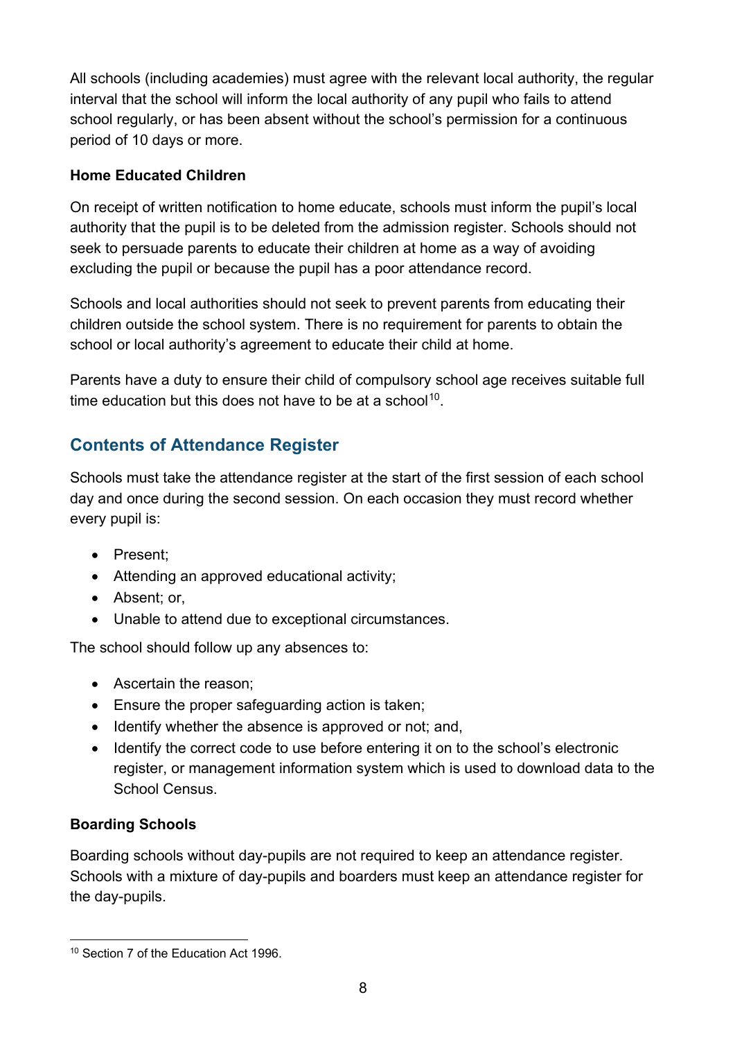All schools (including academies) must agree with the relevant local authority, the regular interval that the school will inform the local authority of any pupil who fails to attend school regularly, or has been absent without the school's permission for a continuous period of 10 days or more.

**Home Educated Children**

On receipt of written notification to home educate, schools must inform the pupil's local authority that the pupil is to be deleted from the admission register. Schools should not seek to persuade parents to educate their children at home as a way of avoiding excluding the pupil or because the pupil has a poor attendance record.

Schools and local authorities should not seek to prevent parents from educating their children outside the school system. There is no requirement for parents to obtain the school or local authority's agreement to educate their child at home.

Parents have a duty to ensure their child of compulsory school age receives suitable full time education but this does not have to be at a school[10].

## Contents of Attendance Register

Schools must take the attendance register at the start of the first session of each school day and once during the second session. On each occasion they must record whether every pupil is:

- Present;
- Attending an approved educational activity;
- Absent; or,
- Unable to attend due to exceptional circumstances.

The school should follow up any absences to:

- Ascertain the reason;
- Ensure the proper safeguarding action is taken;
- Identify whether the absence is approved or not; and,
- Identify the correct code to use before entering it on to the school's electronic register, or management information system which is used to download data to the School Census.

**Boarding Schools**

Boarding schools without day-pupils are not required to keep an attendance register. Schools with a mixture of day-pupils and boarders must keep an attendance register for the day-pupils.

[10] Section 7 of the Education Act 1996.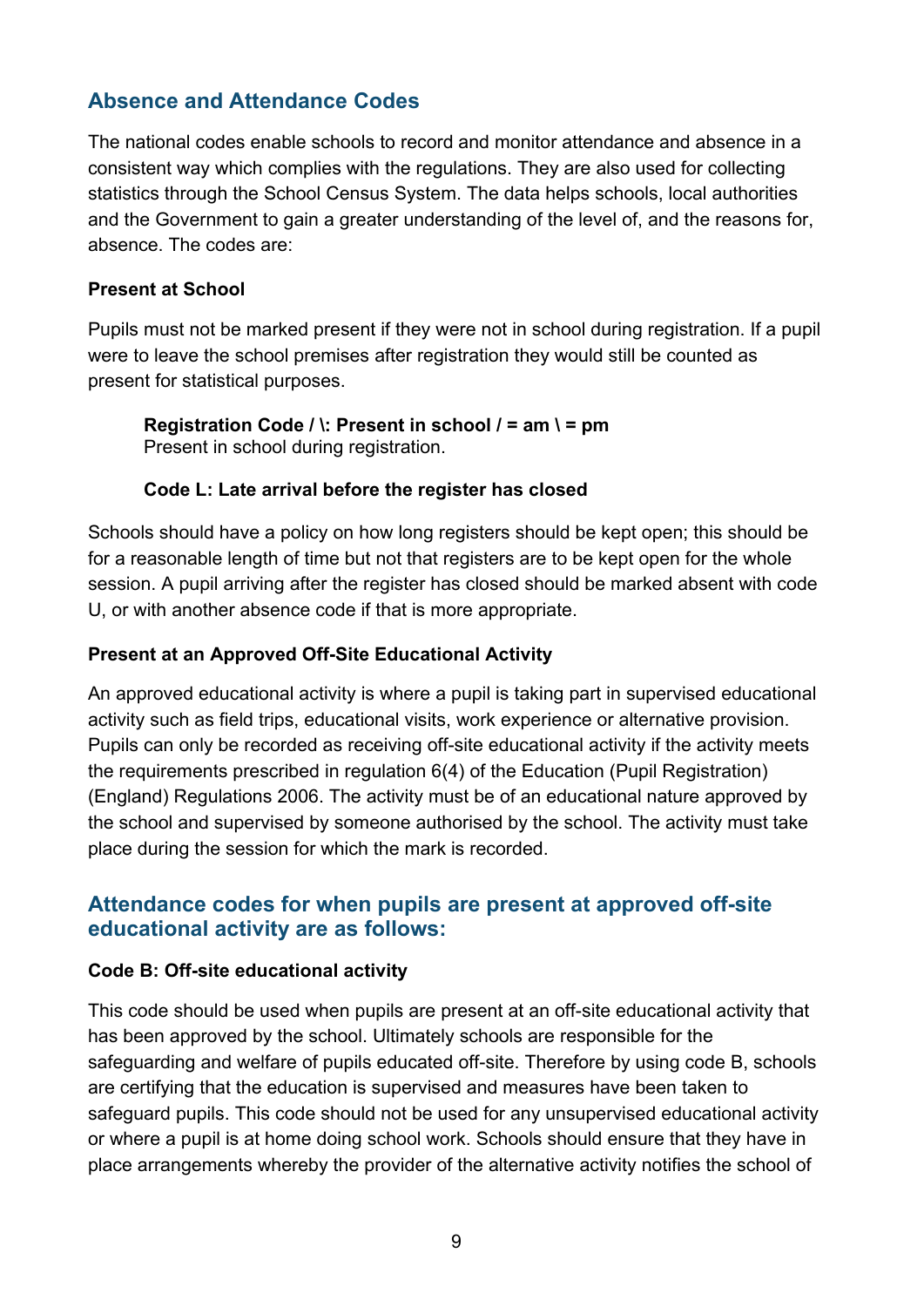## Absence and Attendance Codes

The national codes enable schools to record and monitor attendance and absence in a consistent way which complies with the regulations. They are also used for collecting statistics through the School Census System. The data helps schools, local authorities and the Government to gain a greater understanding of the level of, and the reasons for, absence. The codes are:

**Present at School**

Pupils must not be marked present if they were not in school during registration. If a pupil were to leave the school premises after registration they would still be counted as present for statistical purposes.

> **Registration Code / \: Present in school / = am \ = pm**
> Present in school during registration.
>
> **Code L: Late arrival before the register has closed**

Schools should have a policy on how long registers should be kept open; this should be for a reasonable length of time but not that registers are to be kept open for the whole session. A pupil arriving after the register has closed should be marked absent with code U, or with another absence code if that is more appropriate.

**Present at an Approved Off-Site Educational Activity**

An approved educational activity is where a pupil is taking part in supervised educational activity such as field trips, educational visits, work experience or alternative provision. Pupils can only be recorded as receiving off-site educational activity if the activity meets the requirements prescribed in regulation 6(4) of the Education (Pupil Registration) (England) Regulations 2006. The activity must be of an educational nature approved by the school and supervised by someone authorised by the school. The activity must take place during the session for which the mark is recorded.

### Attendance codes for when pupils are present at approved off-site educational activity are as follows:

**Code B: Off-site educational activity**

This code should be used when pupils are present at an off-site educational activity that has been approved by the school. Ultimately schools are responsible for the safeguarding and welfare of pupils educated off-site. Therefore by using code B, schools are certifying that the education is supervised and measures have been taken to safeguard pupils. This code should not be used for any unsupervised educational activity or where a pupil is at home doing school work. Schools should ensure that they have in place arrangements whereby the provider of the alternative activity notifies the school of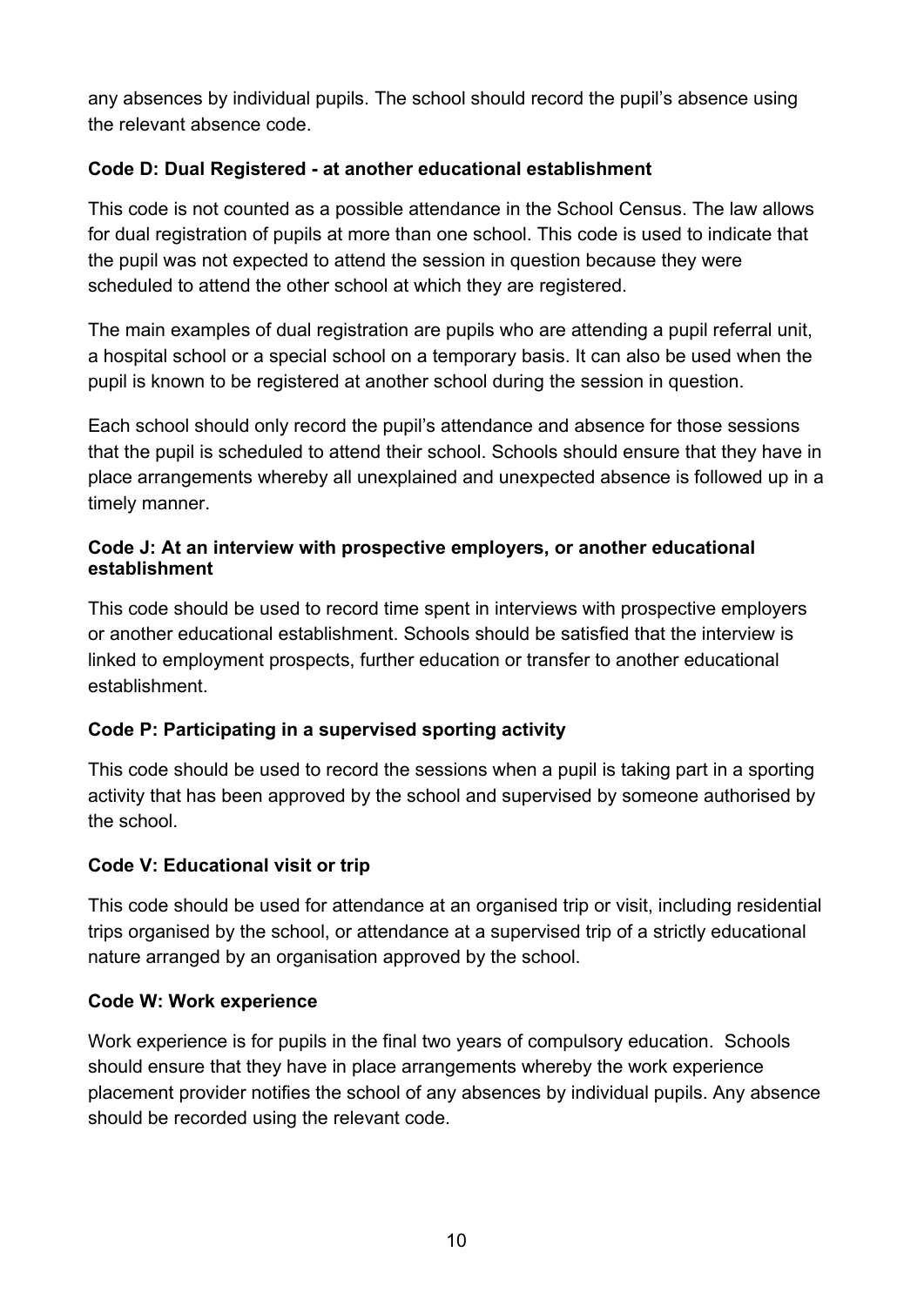any absences by individual pupils. The school should record the pupil's absence using the relevant absence code.

**Code D: Dual Registered - at another educational establishment**

This code is not counted as a possible attendance in the School Census. The law allows for dual registration of pupils at more than one school. This code is used to indicate that the pupil was not expected to attend the session in question because they were scheduled to attend the other school at which they are registered.

The main examples of dual registration are pupils who are attending a pupil referral unit, a hospital school or a special school on a temporary basis. It can also be used when the pupil is known to be registered at another school during the session in question.

Each school should only record the pupil's attendance and absence for those sessions that the pupil is scheduled to attend their school. Schools should ensure that they have in place arrangements whereby all unexplained and unexpected absence is followed up in a timely manner.

**Code J: At an interview with prospective employers, or another educational establishment**

This code should be used to record time spent in interviews with prospective employers or another educational establishment. Schools should be satisfied that the interview is linked to employment prospects, further education or transfer to another educational establishment.

**Code P: Participating in a supervised sporting activity**

This code should be used to record the sessions when a pupil is taking part in a sporting activity that has been approved by the school and supervised by someone authorised by the school.

**Code V: Educational visit or trip**

This code should be used for attendance at an organised trip or visit, including residential trips organised by the school, or attendance at a supervised trip of a strictly educational nature arranged by an organisation approved by the school.

**Code W: Work experience**

Work experience is for pupils in the final two years of compulsory education. Schools should ensure that they have in place arrangements whereby the work experience placement provider notifies the school of any absences by individual pupils. Any absence should be recorded using the relevant code.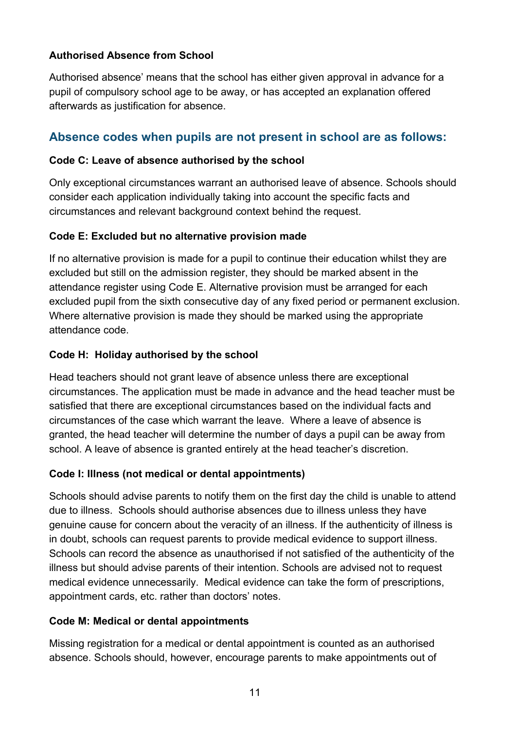**Authorised Absence from School**

Authorised absence' means that the school has either given approval in advance for a pupil of compulsory school age to be away, or has accepted an explanation offered afterwards as justification for absence.

## Absence codes when pupils are not present in school are as follows:

**Code C: Leave of absence authorised by the school**

Only exceptional circumstances warrant an authorised leave of absence. Schools should consider each application individually taking into account the specific facts and circumstances and relevant background context behind the request.

**Code E: Excluded but no alternative provision made**

If no alternative provision is made for a pupil to continue their education whilst they are excluded but still on the admission register, they should be marked absent in the attendance register using Code E. Alternative provision must be arranged for each excluded pupil from the sixth consecutive day of any fixed period or permanent exclusion. Where alternative provision is made they should be marked using the appropriate attendance code.

**Code H: Holiday authorised by the school**

Head teachers should not grant leave of absence unless there are exceptional circumstances. The application must be made in advance and the head teacher must be satisfied that there are exceptional circumstances based on the individual facts and circumstances of the case which warrant the leave. Where a leave of absence is granted, the head teacher will determine the number of days a pupil can be away from school. A leave of absence is granted entirely at the head teacher's discretion.

**Code I: Illness (not medical or dental appointments)**

Schools should advise parents to notify them on the first day the child is unable to attend due to illness. Schools should authorise absences due to illness unless they have genuine cause for concern about the veracity of an illness. If the authenticity of illness is in doubt, schools can request parents to provide medical evidence to support illness. Schools can record the absence as unauthorised if not satisfied of the authenticity of the illness but should advise parents of their intention. Schools are advised not to request medical evidence unnecessarily. Medical evidence can take the form of prescriptions, appointment cards, etc. rather than doctors' notes.

**Code M: Medical or dental appointments**

Missing registration for a medical or dental appointment is counted as an authorised absence. Schools should, however, encourage parents to make appointments out of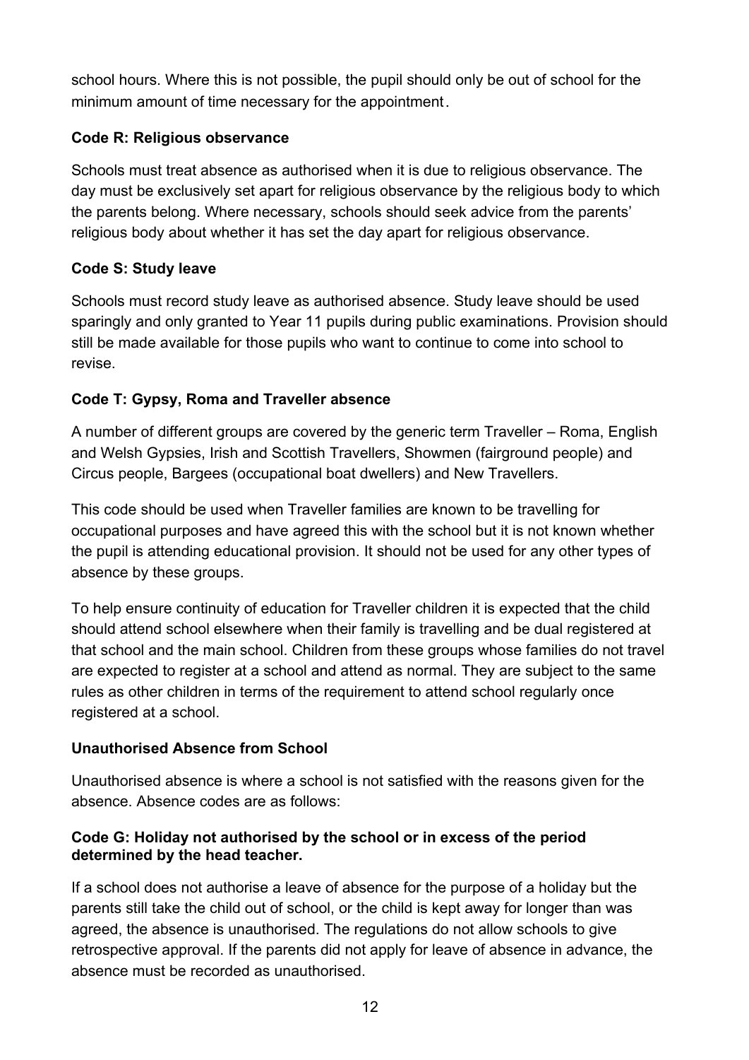school hours. Where this is not possible, the pupil should only be out of school for the minimum amount of time necessary for the appointment.

**Code R: Religious observance**

Schools must treat absence as authorised when it is due to religious observance. The day must be exclusively set apart for religious observance by the religious body to which the parents belong. Where necessary, schools should seek advice from the parents' religious body about whether it has set the day apart for religious observance.

**Code S: Study leave**

Schools must record study leave as authorised absence. Study leave should be used sparingly and only granted to Year 11 pupils during public examinations. Provision should still be made available for those pupils who want to continue to come into school to revise.

**Code T: Gypsy, Roma and Traveller absence**

A number of different groups are covered by the generic term Traveller – Roma, English and Welsh Gypsies, Irish and Scottish Travellers, Showmen (fairground people) and Circus people, Bargees (occupational boat dwellers) and New Travellers.

This code should be used when Traveller families are known to be travelling for occupational purposes and have agreed this with the school but it is not known whether the pupil is attending educational provision. It should not be used for any other types of absence by these groups.

To help ensure continuity of education for Traveller children it is expected that the child should attend school elsewhere when their family is travelling and be dual registered at that school and the main school. Children from these groups whose families do not travel are expected to register at a school and attend as normal. They are subject to the same rules as other children in terms of the requirement to attend school regularly once registered at a school.

**Unauthorised Absence from School**

Unauthorised absence is where a school is not satisfied with the reasons given for the absence. Absence codes are as follows:

**Code G: Holiday not authorised by the school or in excess of the period determined by the head teacher.**

If a school does not authorise a leave of absence for the purpose of a holiday but the parents still take the child out of school, or the child is kept away for longer than was agreed, the absence is unauthorised. The regulations do not allow schools to give retrospective approval. If the parents did not apply for leave of absence in advance, the absence must be recorded as unauthorised.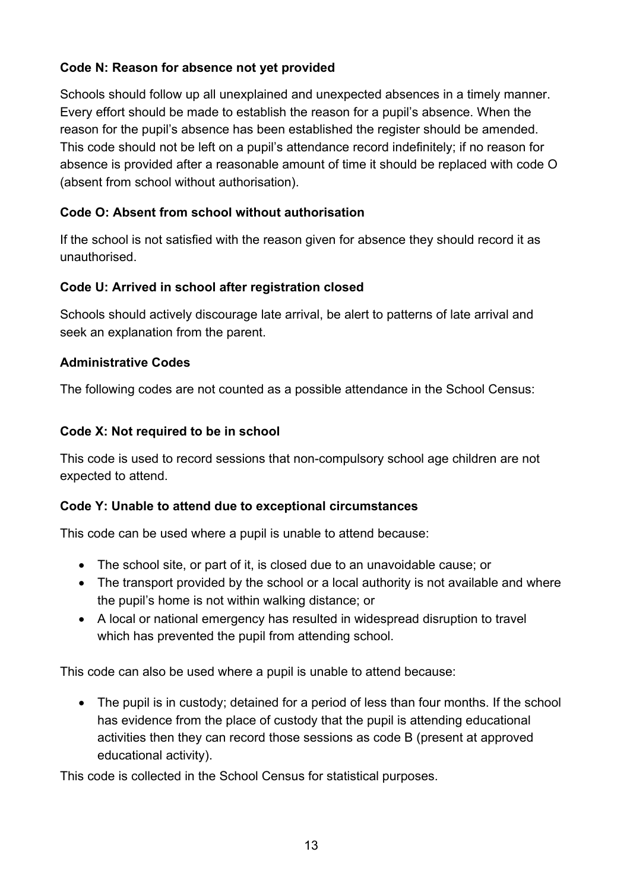**Code N: Reason for absence not yet provided**

Schools should follow up all unexplained and unexpected absences in a timely manner. Every effort should be made to establish the reason for a pupil's absence. When the reason for the pupil's absence has been established the register should be amended. This code should not be left on a pupil's attendance record indefinitely; if no reason for absence is provided after a reasonable amount of time it should be replaced with code O (absent from school without authorisation).

**Code O: Absent from school without authorisation**

If the school is not satisfied with the reason given for absence they should record it as unauthorised.

**Code U: Arrived in school after registration closed**

Schools should actively discourage late arrival, be alert to patterns of late arrival and seek an explanation from the parent.

**Administrative Codes**

The following codes are not counted as a possible attendance in the School Census:

**Code X: Not required to be in school**

This code is used to record sessions that non-compulsory school age children are not expected to attend.

**Code Y: Unable to attend due to exceptional circumstances**

This code can be used where a pupil is unable to attend because:

- The school site, or part of it, is closed due to an unavoidable cause; or
- The transport provided by the school or a local authority is not available and where the pupil's home is not within walking distance; or
- A local or national emergency has resulted in widespread disruption to travel which has prevented the pupil from attending school.

This code can also be used where a pupil is unable to attend because:

- The pupil is in custody; detained for a period of less than four months. If the school has evidence from the place of custody that the pupil is attending educational activities then they can record those sessions as code B (present at approved educational activity).

This code is collected in the School Census for statistical purposes.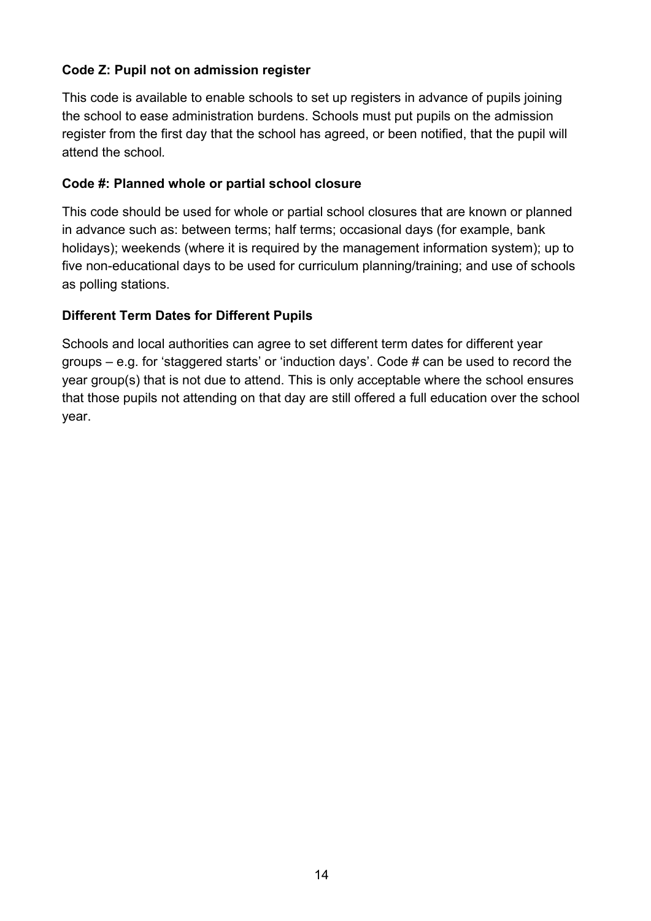**Code Z: Pupil not on admission register**

This code is available to enable schools to set up registers in advance of pupils joining the school to ease administration burdens. Schools must put pupils on the admission register from the first day that the school has agreed, or been notified, that the pupil will attend the school.

**Code #: Planned whole or partial school closure**

This code should be used for whole or partial school closures that are known or planned in advance such as: between terms; half terms; occasional days (for example, bank holidays); weekends (where it is required by the management information system); up to five non-educational days to be used for curriculum planning/training; and use of schools as polling stations.

**Different Term Dates for Different Pupils**

Schools and local authorities can agree to set different term dates for different year groups – e.g. for 'staggered starts' or 'induction days'. Code # can be used to record the year group(s) that is not due to attend. This is only acceptable where the school ensures that those pupils not attending on that day are still offered a full education over the school year.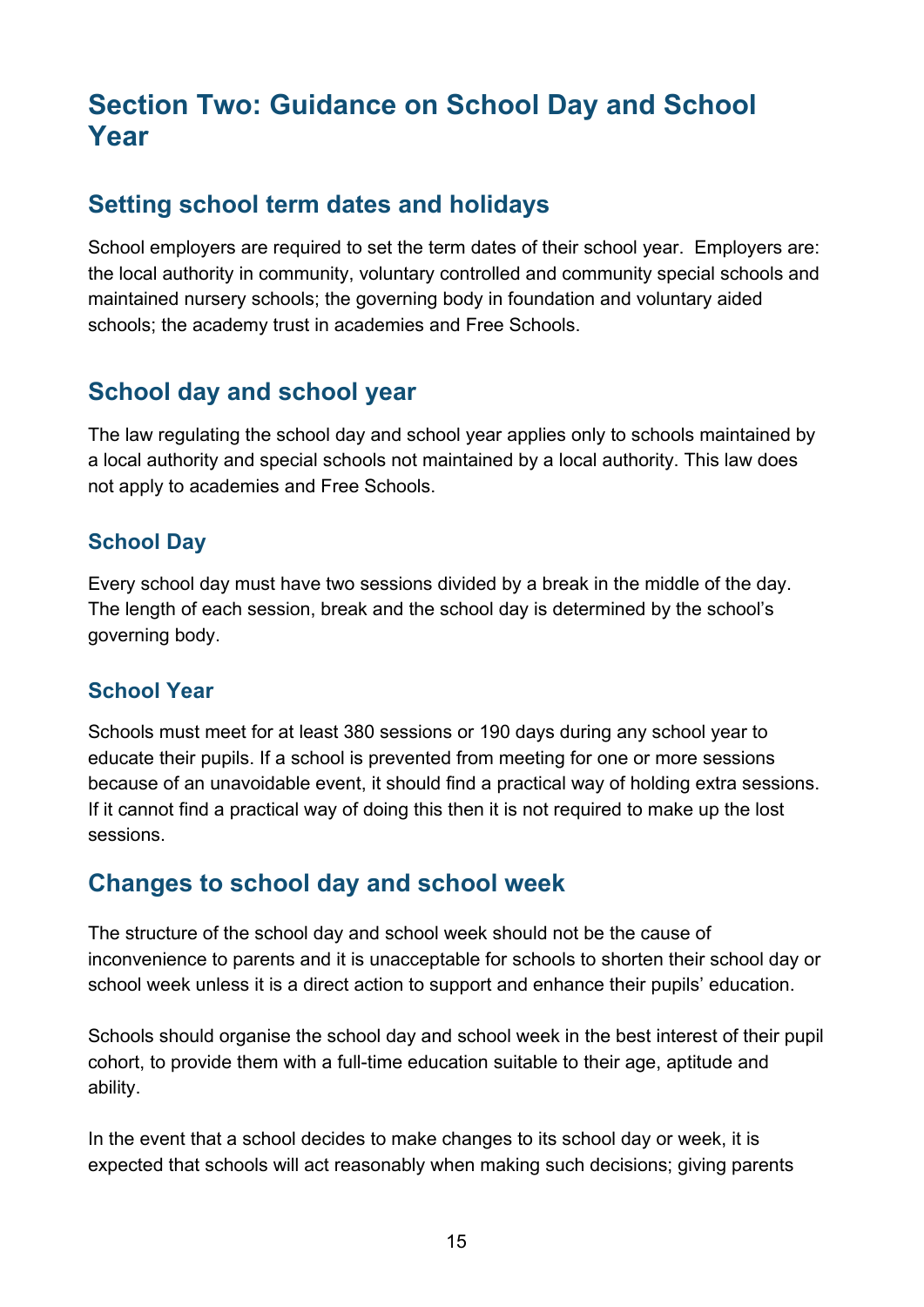# Section Two: Guidance on School Day and School Year

## Setting school term dates and holidays

School employers are required to set the term dates of their school year. Employers are: the local authority in community, voluntary controlled and community special schools and maintained nursery schools; the governing body in foundation and voluntary aided schools; the academy trust in academies and Free Schools.

## School day and school year

The law regulating the school day and school year applies only to schools maintained by a local authority and special schools not maintained by a local authority. This law does not apply to academies and Free Schools.

### School Day

Every school day must have two sessions divided by a break in the middle of the day. The length of each session, break and the school day is determined by the school's governing body.

### School Year

Schools must meet for at least 380 sessions or 190 days during any school year to educate their pupils. If a school is prevented from meeting for one or more sessions because of an unavoidable event, it should find a practical way of holding extra sessions. If it cannot find a practical way of doing this then it is not required to make up the lost sessions.

## Changes to school day and school week

The structure of the school day and school week should not be the cause of inconvenience to parents and it is unacceptable for schools to shorten their school day or school week unless it is a direct action to support and enhance their pupils' education.

Schools should organise the school day and school week in the best interest of their pupil cohort, to provide them with a full-time education suitable to their age, aptitude and ability.

In the event that a school decides to make changes to its school day or week, it is expected that schools will act reasonably when making such decisions; giving parents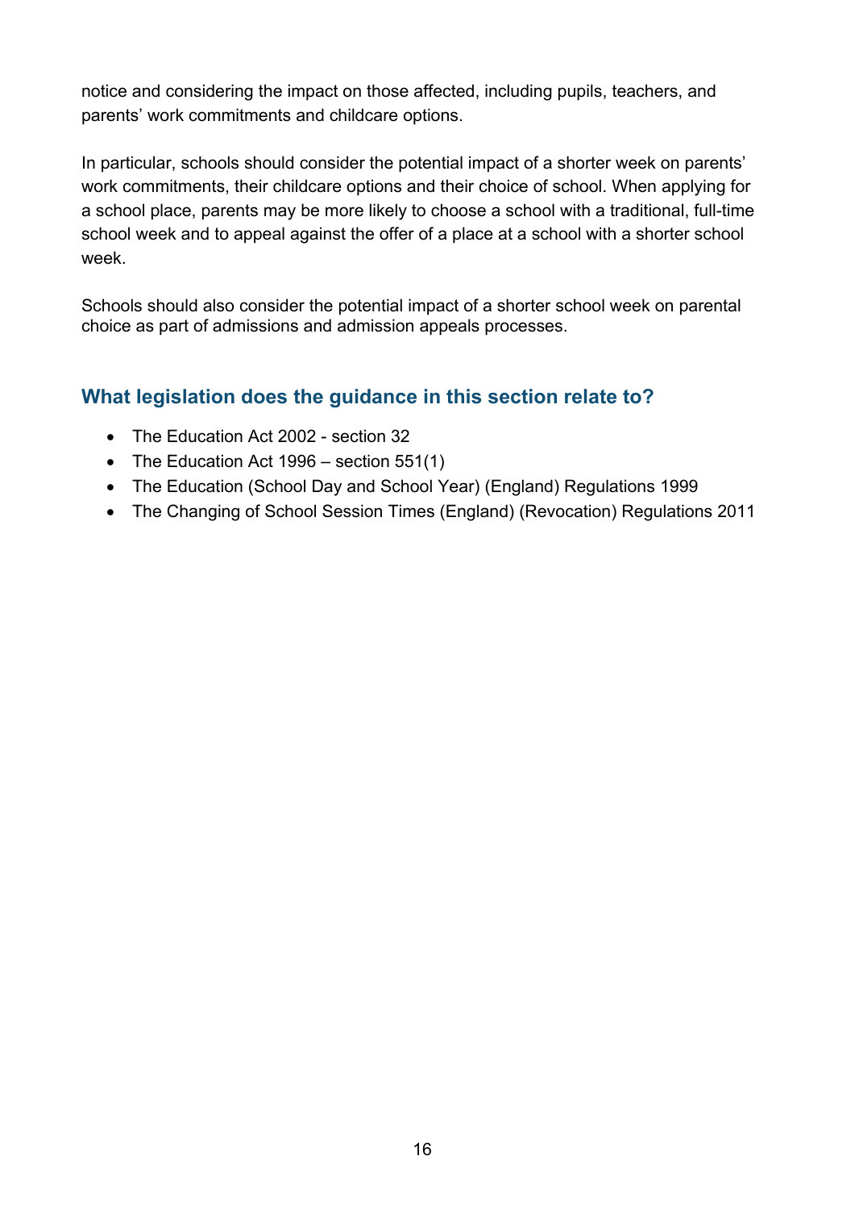notice and considering the impact on those affected, including pupils, teachers, and parents' work commitments and childcare options.

In particular, schools should consider the potential impact of a shorter week on parents' work commitments, their childcare options and their choice of school. When applying for a school place, parents may be more likely to choose a school with a traditional, full-time school week and to appeal against the offer of a place at a school with a shorter school week.

Schools should also consider the potential impact of a shorter school week on parental choice as part of admissions and admission appeals processes.

## What legislation does the guidance in this section relate to?

- The Education Act 2002 - section 32
- The Education Act 1996 – section 551(1)
- The Education (School Day and School Year) (England) Regulations 1999
- The Changing of School Session Times (England) (Revocation) Regulations 2011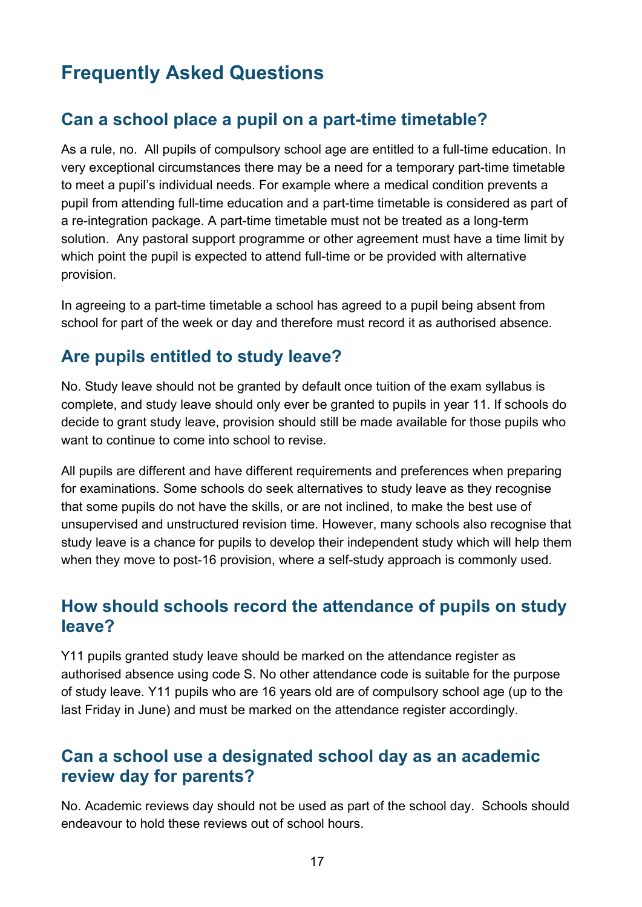# Frequently Asked Questions

## Can a school place a pupil on a part-time timetable?

As a rule, no. All pupils of compulsory school age are entitled to a full-time education. In very exceptional circumstances there may be a need for a temporary part-time timetable to meet a pupil's individual needs. For example where a medical condition prevents a pupil from attending full-time education and a part-time timetable is considered as part of a re-integration package. A part-time timetable must not be treated as a long-term solution. Any pastoral support programme or other agreement must have a time limit by which point the pupil is expected to attend full-time or be provided with alternative provision.

In agreeing to a part-time timetable a school has agreed to a pupil being absent from school for part of the week or day and therefore must record it as authorised absence.

## Are pupils entitled to study leave?

No. Study leave should not be granted by default once tuition of the exam syllabus is complete, and study leave should only ever be granted to pupils in year 11. If schools do decide to grant study leave, provision should still be made available for those pupils who want to continue to come into school to revise.

All pupils are different and have different requirements and preferences when preparing for examinations. Some schools do seek alternatives to study leave as they recognise that some pupils do not have the skills, or are not inclined, to make the best use of unsupervised and unstructured revision time. However, many schools also recognise that study leave is a chance for pupils to develop their independent study which will help them when they move to post-16 provision, where a self-study approach is commonly used.

## How should schools record the attendance of pupils on study leave?

Y11 pupils granted study leave should be marked on the attendance register as authorised absence using code S. No other attendance code is suitable for the purpose of study leave. Y11 pupils who are 16 years old are of compulsory school age (up to the last Friday in June) and must be marked on the attendance register accordingly.

## Can a school use a designated school day as an academic review day for parents?

No. Academic reviews day should not be used as part of the school day. Schools should endeavour to hold these reviews out of school hours.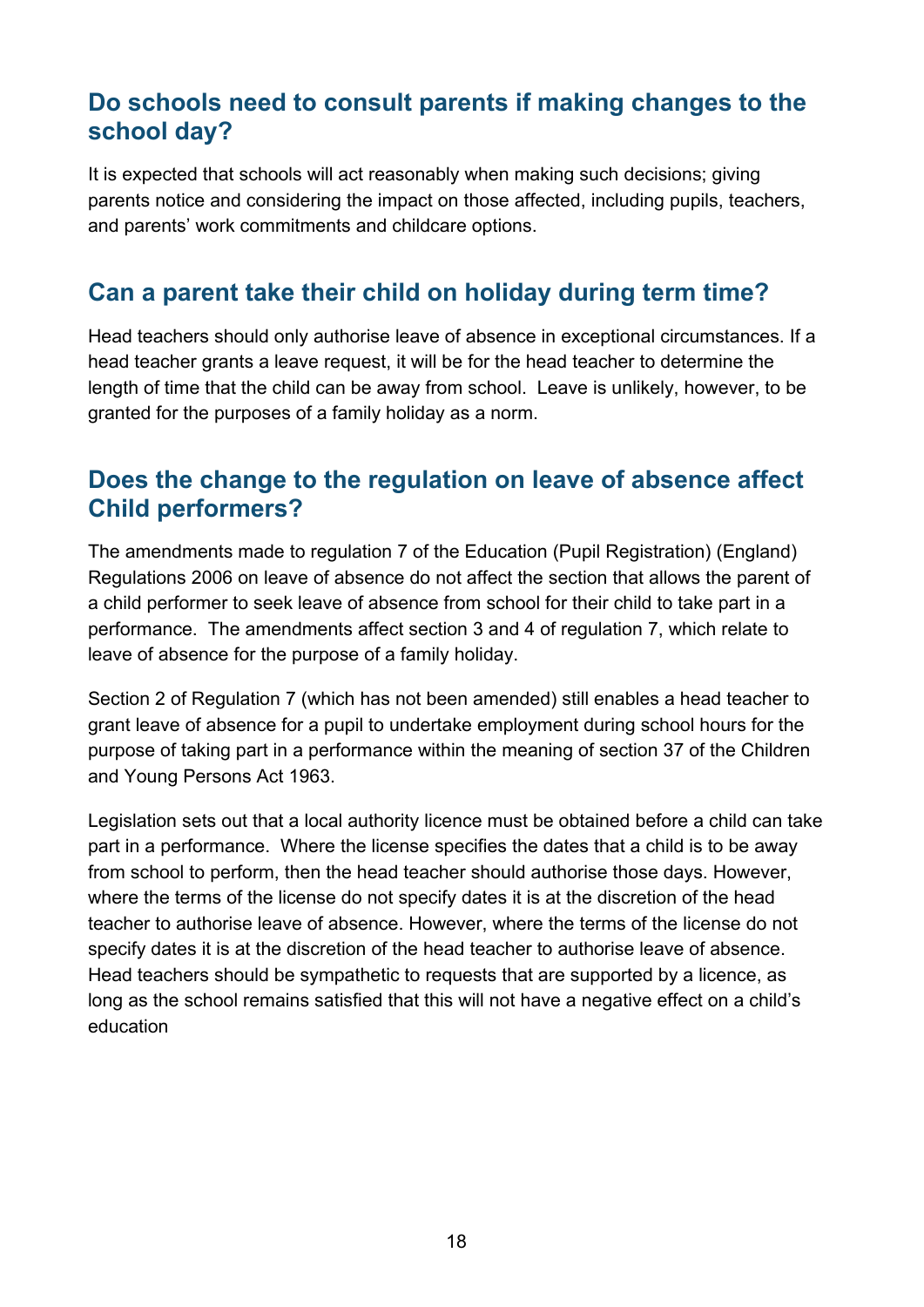## Do schools need to consult parents if making changes to the school day?

It is expected that schools will act reasonably when making such decisions; giving parents notice and considering the impact on those affected, including pupils, teachers, and parents' work commitments and childcare options.

## Can a parent take their child on holiday during term time?

Head teachers should only authorise leave of absence in exceptional circumstances. If a head teacher grants a leave request, it will be for the head teacher to determine the length of time that the child can be away from school. Leave is unlikely, however, to be granted for the purposes of a family holiday as a norm.

## Does the change to the regulation on leave of absence affect Child performers?

The amendments made to regulation 7 of the Education (Pupil Registration) (England) Regulations 2006 on leave of absence do not affect the section that allows the parent of a child performer to seek leave of absence from school for their child to take part in a performance. The amendments affect section 3 and 4 of regulation 7, which relate to leave of absence for the purpose of a family holiday.

Section 2 of Regulation 7 (which has not been amended) still enables a head teacher to grant leave of absence for a pupil to undertake employment during school hours for the purpose of taking part in a performance within the meaning of section 37 of the Children and Young Persons Act 1963.

Legislation sets out that a local authority licence must be obtained before a child can take part in a performance. Where the license specifies the dates that a child is to be away from school to perform, then the head teacher should authorise those days. However, where the terms of the license do not specify dates it is at the discretion of the head teacher to authorise leave of absence. However, where the terms of the license do not specify dates it is at the discretion of the head teacher to authorise leave of absence. Head teachers should be sympathetic to requests that are supported by a licence, as long as the school remains satisfied that this will not have a negative effect on a child's education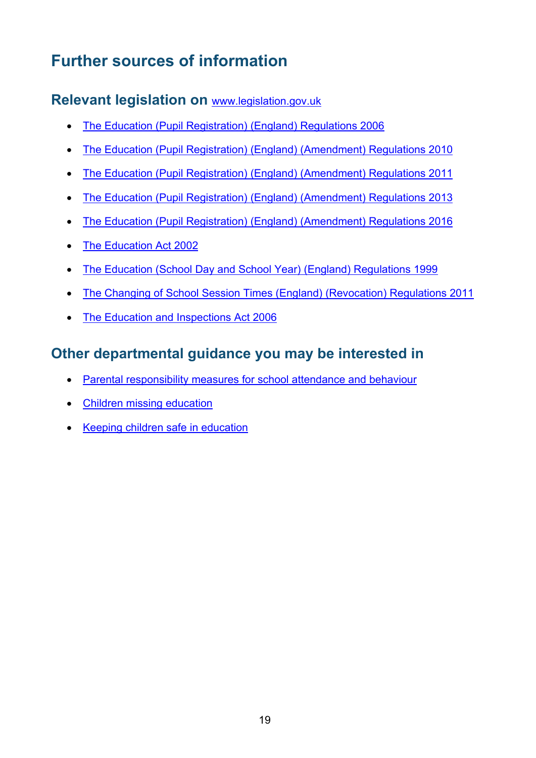# Further sources of information

## Relevant legislation on www.legislation.gov.uk

- The Education (Pupil Registration) (England) Regulations 2006
- The Education (Pupil Registration) (England) (Amendment) Regulations 2010
- The Education (Pupil Registration) (England) (Amendment) Regulations 2011
- The Education (Pupil Registration) (England) (Amendment) Regulations 2013
- The Education (Pupil Registration) (England) (Amendment) Regulations 2016
- The Education Act 2002
- The Education (School Day and School Year) (England) Regulations 1999
- The Changing of School Session Times (England) (Revocation) Regulations 2011
- The Education and Inspections Act 2006

## Other departmental guidance you may be interested in

- Parental responsibility measures for school attendance and behaviour
- Children missing education
- Keeping children safe in education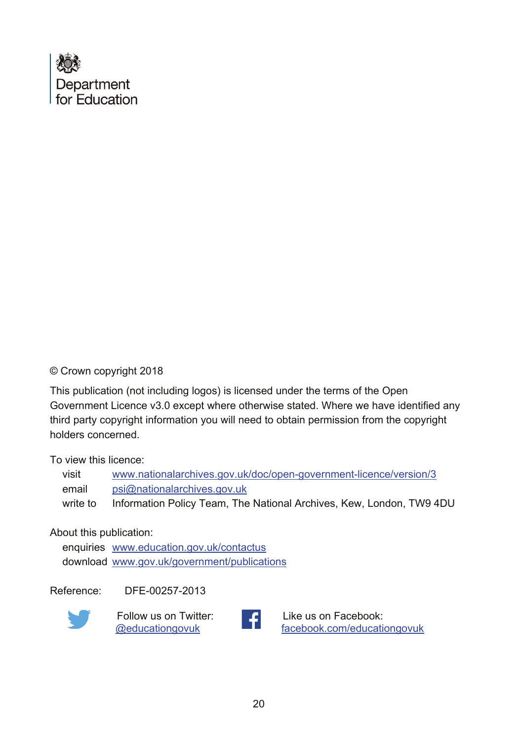Department
for Education

© Crown copyright 2018

This publication (not including logos) is licensed under the terms of the Open Government Licence v3.0 except where otherwise stated. Where we have identified any third party copyright information you will need to obtain permission from the copyright holders concerned.

To view this licence:

visit www.nationalarchives.gov.uk/doc/open-government-licence/version/3
email psi@nationalarchives.gov.uk
write to Information Policy Team, The National Archives, Kew, London, TW9 4DU

About this publication:

enquiries www.education.gov.uk/contactus
download www.gov.uk/government/publications

Reference: DFE-00257-2013

Follow us on Twitter:
@educationgovuk

Like us on Facebook:
facebook.com/educationgovuk